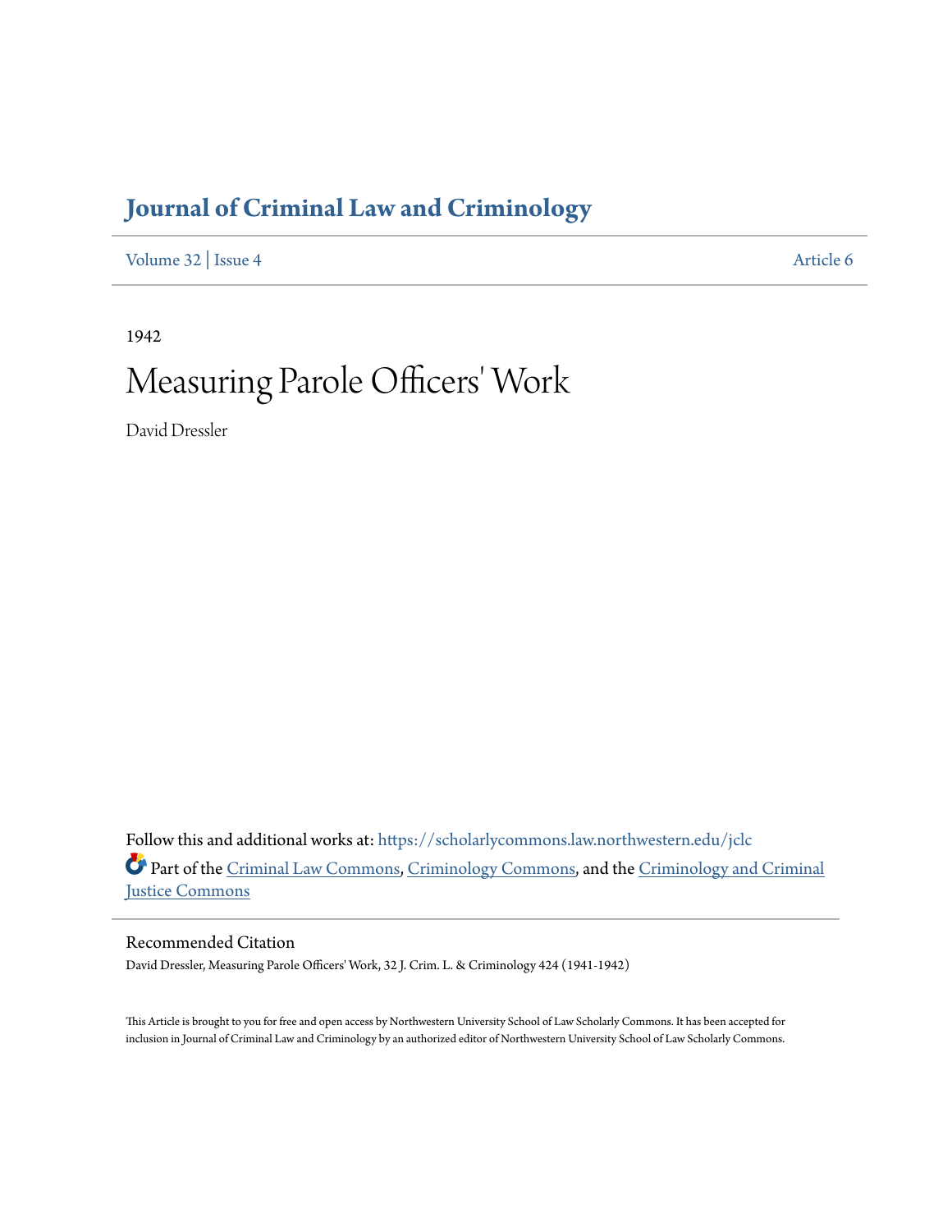# Journal of Criminal Law and Criminology

Volume 32 | Issue 4 Article 6

1942

# Measuring Parole Officers' Work

David Dressler

Follow this and additional works at: https://scholarlycommons.law.northwestern.edu/jclc

Part of the Criminal Law Commons, Criminology Commons, and the Criminology and Criminal Justice Commons

## Recommended Citation

David Dressler, Measuring Parole Officers' Work, 32 J. Crim. L. & Criminology 424 (1941-1942)

This Article is brought to you for free and open access by Northwestern University School of Law Scholarly Commons. It has been accepted for inclusion in Journal of Criminal Law and Criminology by an authorized editor of Northwestern University School of Law Scholarly Commons.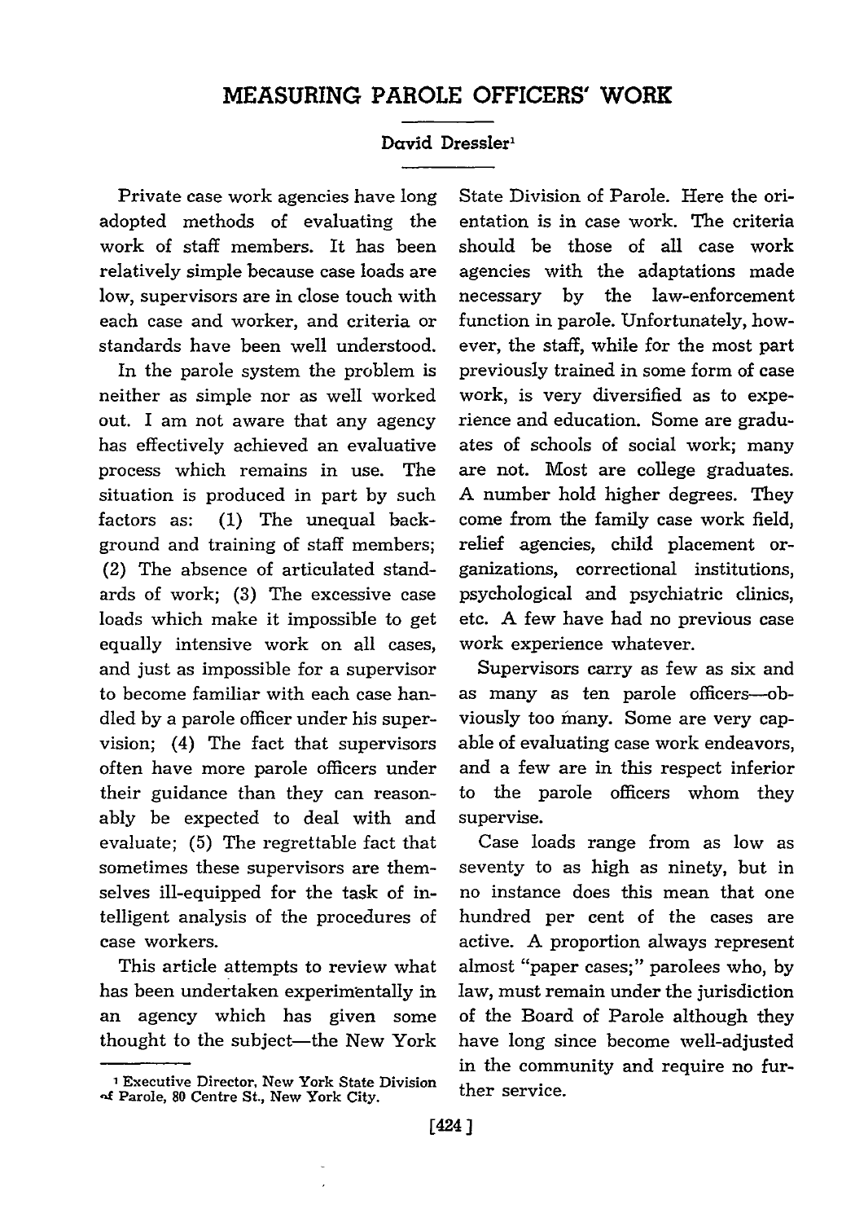# MEASURING PAROLE OFFICERS' WORK

David Dressler[1]

Private case work agencies have long adopted methods of evaluating the work of staff members. It has been relatively simple because case loads are low, supervisors are in close touch with each case and worker, and criteria or standards have been well understood.

In the parole system the problem is neither as simple nor as well worked out. I am not aware that any agency has effectively achieved an evaluative process which remains in use. The situation is produced in part by such factors as: (1) The unequal background and training of staff members; (2) The absence of articulated standards of work; (3) The excessive case loads which make it impossible to get equally intensive work on all cases, and just as impossible for a supervisor to become familiar with each case handled by a parole officer under his supervision; (4) The fact that supervisors often have more parole officers under their guidance than they can reasonably be expected to deal with and evaluate; (5) The regrettable fact that sometimes these supervisors are themselves ill-equipped for the task of intelligent analysis of the procedures of case workers.

This article attempts to review what has been undertaken experimentally in an agency which has given some thought to the subject—the New York State Division of Parole. Here the orientation is in case work. The criteria should be those of all case work agencies with the adaptations made necessary by the law-enforcement function in parole. Unfortunately, however, the staff, while for the most part previously trained in some form of case work, is very diversified as to experience and education. Some are graduates of schools of social work; many are not. Most are college graduates. A number hold higher degrees. They come from the family case work field, relief agencies, child placement organizations, correctional institutions, psychological and psychiatric clinics, etc. A few have had no previous case work experience whatever.

Supervisors carry as few as six and as many as ten parole officers—obviously too many. Some are very capable of evaluating case work endeavors, and a few are in this respect inferior to the parole officers whom they supervise.

Case loads range from as low as seventy to as high as ninety, but in no instance does this mean that one hundred per cent of the cases are active. A proportion always represent almost "paper cases;" parolees who, by law, must remain under the jurisdiction of the Board of Parole although they have long since become well-adjusted in the community and require no further service.

[1] Executive Director, New York State Division of Parole, 80 Centre St., New York City.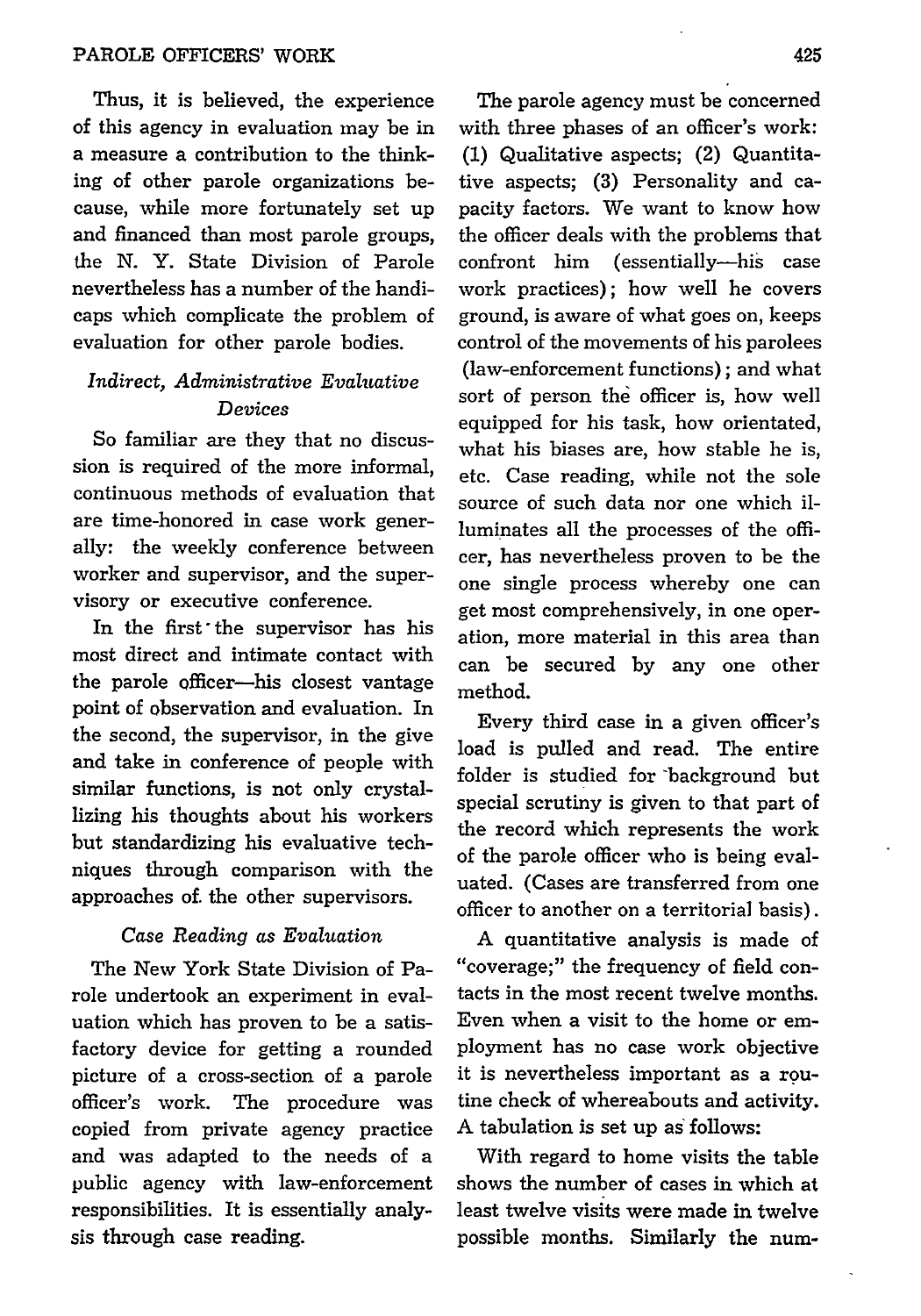Thus, it is believed, the experience of this agency in evaluation may be in a measure a contribution to the thinking of other parole organizations because, while more fortunately set up and financed than most parole groups, the N. Y. State Division of Parole nevertheless has a number of the handicaps which complicate the problem of evaluation for other parole bodies.

### *Indirect, Administrative Evaluative Devices*

So familiar are they that no discussion is required of the more informal, continuous methods of evaluation that are time-honored in case work generally: the weekly conference between worker and supervisor, and the supervisory or executive conference.

In the first the supervisor has his most direct and intimate contact with the parole officer—his closest vantage point of observation and evaluation. In the second, the supervisor, in the give and take in conference of people with similar functions, is not only crystallizing his thoughts about his workers but standardizing his evaluative techniques through comparison with the approaches of the other supervisors.

### *Case Reading as Evaluation*

The New York State Division of Parole undertook an experiment in evaluation which has proven to be a satisfactory device for getting a rounded picture of a cross-section of a parole officer's work. The procedure was copied from private agency practice and was adapted to the needs of a public agency with law-enforcement responsibilities. It is essentially analysis through case reading.

The parole agency must be concerned with three phases of an officer's work: (1) Qualitative aspects; (2) Quantitative aspects; (3) Personality and capacity factors. We want to know how the officer deals with the problems that confront him (essentially—his case work practices); how well he covers ground, is aware of what goes on, keeps control of the movements of his parolees (law-enforcement functions); and what sort of person the officer is, how well equipped for his task, how orientated, what his biases are, how stable he is, etc. Case reading, while not the sole source of such data nor one which illuminates all the processes of the officer, has nevertheless proven to be the one single process whereby one can get most comprehensively, in one operation, more material in this area than can be secured by any one other method.

Every third case in a given officer's load is pulled and read. The entire folder is studied for background but special scrutiny is given to that part of the record which represents the work of the parole officer who is being evaluated. (Cases are transferred from one officer to another on a territorial basis).

A quantitative analysis is made of "coverage;" the frequency of field contacts in the most recent twelve months. Even when a visit to the home or employment has no case work objective it is nevertheless important as a routine check of whereabouts and activity. A tabulation is set up as follows:

With regard to home visits the table shows the number of cases in which at least twelve visits were made in twelve possible months. Similarly the num-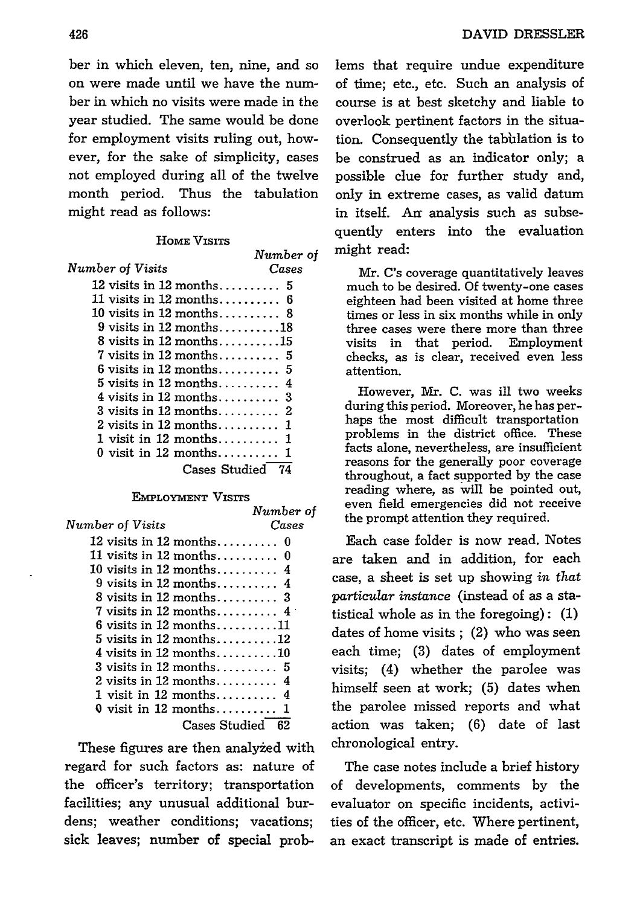ber in which eleven, ten, nine, and so on were made until we have the number in which no visits were made in the year studied. The same would be done for employment visits ruling out, however, for the sake of simplicity, cases not employed during all of the twelve month period. Thus the tabulation might read as follows:

**Home Visits**

| *Number of Visits* | *Number of Cases* |
|---|---|
| 12 visits in 12 months | 5 |
| 11 visits in 12 months | 6 |
| 10 visits in 12 months | 8 |
| 9 visits in 12 months | 18 |
| 8 visits in 12 months | 15 |
| 7 visits in 12 months | 5 |
| 6 visits in 12 months | 5 |
| 5 visits in 12 months | 4 |
| 4 visits in 12 months | 3 |
| 3 visits in 12 months | 2 |
| 2 visits in 12 months | 1 |
| 1 visit in 12 months | 1 |
| 0 visit in 12 months | 1 |
| Cases Studied | 74 |

**Employment Visits**

| *Number of Visits* | *Number of Cases* |
|---|---|
| 12 visits in 12 months | 0 |
| 11 visits in 12 months | 0 |
| 10 visits in 12 months | 4 |
| 9 visits in 12 months | 4 |
| 8 visits in 12 months | 3 |
| 7 visits in 12 months | 4 |
| 6 visits in 12 months | 11 |
| 5 visits in 12 months | 12 |
| 4 visits in 12 months | 10 |
| 3 visits in 12 months | 5 |
| 2 visits in 12 months | 4 |
| 1 visit in 12 months | 4 |
| 0 visit in 12 months | 1 |
| Cases Studied | 62 |

These figures are then analyzed with regard for such factors as: nature of the officer's territory; transportation facilities; any unusual additional burdens; weather conditions; vacations; sick leaves; number of special problems that require undue expenditure of time; etc., etc. Such an analysis of course is at best sketchy and liable to overlook pertinent factors in the situation. Consequently the tabulation is to be construed as an indicator only; a possible clue for further study and, only in extreme cases, as valid datum in itself. An analysis such as subsequently enters into the evaluation might read:

> Mr. C's coverage quantitatively leaves much to be desired. Of twenty-one cases eighteen had been visited at home three times or less in six months while in only three cases were there more than three visits in that period. Employment checks, as is clear, received even less attention.
>
> However, Mr. C. was ill two weeks during this period. Moreover, he has perhaps the most difficult transportation problems in the district office. These facts alone, nevertheless, are insufficient reasons for the generally poor coverage throughout, a fact supported by the case reading where, as will be pointed out, even field emergencies did not receive the prompt attention they required.

Each case folder is now read. Notes are taken and in addition, for each case, a sheet is set up showing *in that particular instance* (instead of as a statistical whole as in the foregoing): (1) dates of home visits; (2) who was seen each time; (3) dates of employment visits; (4) whether the parolee was himself seen at work; (5) dates when the parolee missed reports and what action was taken; (6) date of last chronological entry.

The case notes include a brief history of developments, comments by the evaluator on specific incidents, activities of the officer, etc. Where pertinent, an exact transcript is made of entries.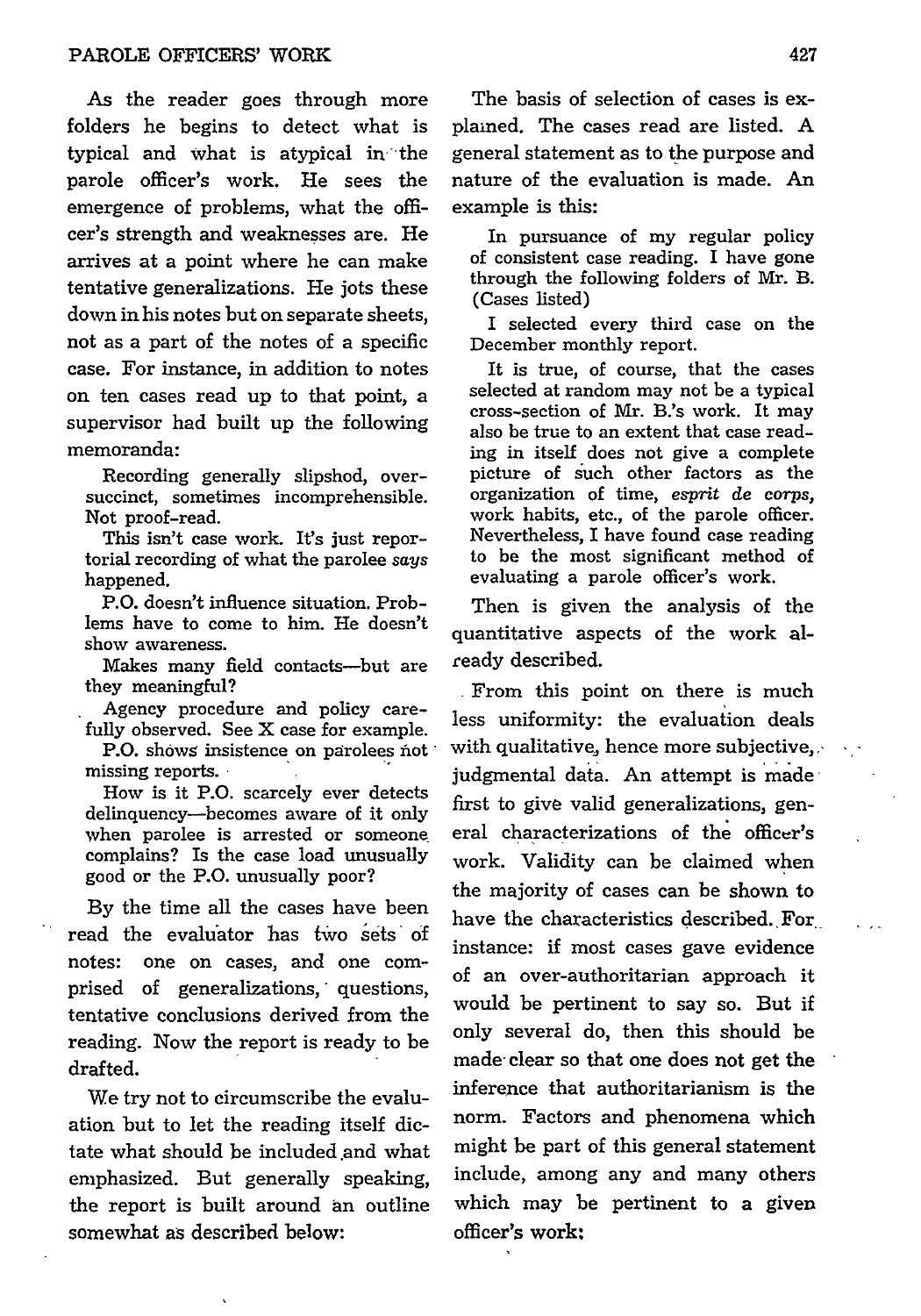As the reader goes through more folders he begins to detect what is typical and what is atypical in the parole officer's work. He sees the emergence of problems, what the officer's strength and weaknesses are. He arrives at a point where he can make tentative generalizations. He jots these down in his notes but on separate sheets, not as a part of the notes of a specific case. For instance, in addition to notes on ten cases read up to that point, a supervisor had built up the following memoranda:

> Recording generally slipshod, oversuccinct, sometimes incomprehensible. Not proof-read.
>
> This isn't case work. It's just reportorial recording of what the parolee *says* happened.
>
> P.O. doesn't influence situation. Problems have to come to him. He doesn't show awareness.
>
> Makes many field contacts—but are they meaningful?
>
> Agency procedure and policy carefully observed. See X case for example.
>
> P.O. shows insistence on parolees not missing reports.
>
> How is it P.O. scarcely ever detects delinquency—becomes aware of it only when parolee is arrested or someone complains? Is the case load unusually good or the P.O. unusually poor?

By the time all the cases have been read the evaluator has two sets of notes: one on cases, and one comprised of generalizations, questions, tentative conclusions derived from the reading. Now the report is ready to be drafted.

We try not to circumscribe the evaluation but to let the reading itself dictate what should be included and what emphasized. But generally speaking, the report is built around an outline somewhat as described below:

The basis of selection of cases is explained. The cases read are listed. A general statement as to the purpose and nature of the evaluation is made. An example is this:

> In pursuance of my regular policy of consistent case reading. I have gone through the following folders of Mr. B. (Cases listed)
>
> I selected every third case on the December monthly report.
>
> It is true, of course, that the cases selected at random may not be a typical cross-section of Mr. B.'s work. It may also be true to an extent that case reading in itself does not give a complete picture of such other factors as the organization of time, *esprit de corps*, work habits, etc., of the parole officer. Nevertheless, I have found case reading to be the most significant method of evaluating a parole officer's work.

Then is given the analysis of the quantitative aspects of the work already described.

From this point on there is much less uniformity: the evaluation deals with qualitative, hence more subjective, judgmental data. An attempt is made first to give valid generalizations, general characterizations of the officer's work. Validity can be claimed when the majority of cases can be shown to have the characteristics described. For instance: if most cases gave evidence of an over-authoritarian approach it would be pertinent to say so. But if only several do, then this should be made clear so that one does not get the inference that authoritarianism is the norm. Factors and phenomena which might be part of this general statement include, among any and many others which may be pertinent to a given officer's work: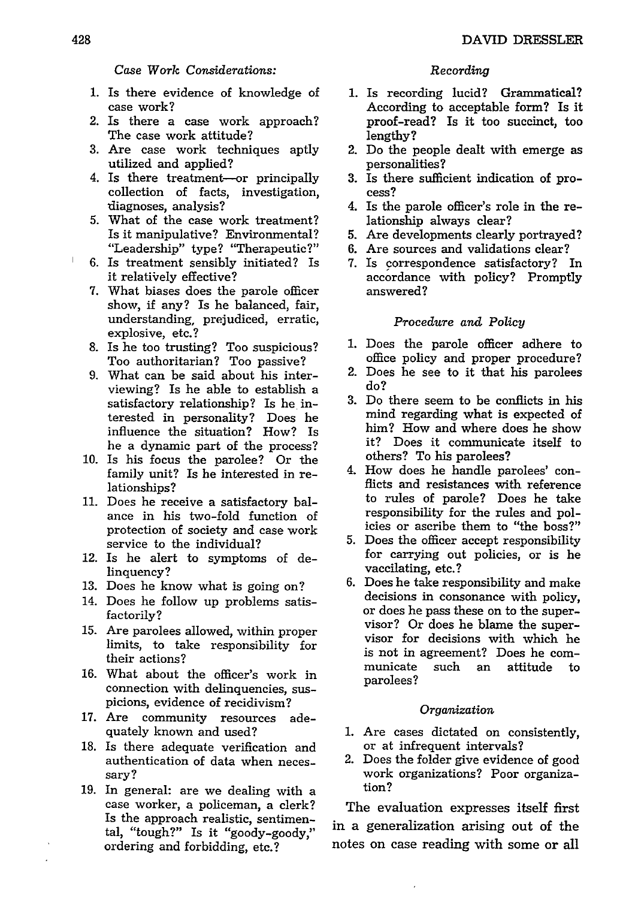*Case Work Considerations:*

1. Is there evidence of knowledge of case work?
2. Is there a case work approach? The case work attitude?
3. Are case work techniques aptly utilized and applied?
4. Is there treatment—or principally collection of facts, investigation, diagnoses, analysis?
5. What of the case work treatment? Is it manipulative? Environmental? "Leadership" type? "Therapeutic?"
6. Is treatment sensibly initiated? Is it relatively effective?
7. What biases does the parole officer show, if any? Is he balanced, fair, understanding, prejudiced, erratic, explosive, etc.?
8. Is he too trusting? Too suspicious? Too authoritarian? Too passive?
9. What can be said about his interviewing? Is he able to establish a satisfactory relationship? Is he interested in personality? Does he influence the situation? How? Is he a dynamic part of the process?
10. Is his focus the parolee? Or the family unit? Is he interested in relationships?
11. Does he receive a satisfactory balance in his two-fold function of protection of society and case work service to the individual?
12. Is he alert to symptoms of delinquency?
13. Does he know what is going on?
14. Does he follow up problems satisfactorily?
15. Are parolees allowed, within proper limits, to take responsibility for their actions?
16. What about the officer's work in connection with delinquencies, suspicions, evidence of recidivism?
17. Are community resources adequately known and used?
18. Is there adequate verification and authentication of data when necessary?
19. In general: are we dealing with a case worker, a policeman, a clerk? Is the approach realistic, sentimental, "tough?" Is it "goody-goody," ordering and forbidding, etc.?

*Recording*

1. Is recording lucid? Grammatical? According to acceptable form? Is it proof-read? Is it too succinct, too lengthy?
2. Do the people dealt with emerge as personalities?
3. Is there sufficient indication of process?
4. Is the parole officer's role in the relationship always clear?
5. Are developments clearly portrayed?
6. Are sources and validations clear?
7. Is correspondence satisfactory? In accordance with policy? Promptly answered?

*Procedure and Policy*

1. Does the parole officer adhere to office policy and proper procedure?
2. Does he see to it that his parolees do?
3. Do there seem to be conflicts in his mind regarding what is expected of him? How and where does he show it? Does it communicate itself to others? To his parolees?
4. How does he handle parolees' conflicts and resistances with reference to rules of parole? Does he take responsibility for the rules and policies or ascribe them to "the boss?"
5. Does the officer accept responsibility for carrying out policies, or is he vaccilating, etc.?
6. Does he take responsibility and make decisions in consonance with policy, or does he pass these on to the supervisor? Or does he blame the supervisor for decisions with which he is not in agreement? Does he communicate such an attitude to parolees?

*Organization*

1. Are cases dictated on consistently, or at infrequent intervals?
2. Does the folder give evidence of good work organizations? Poor organization?

The evaluation expresses itself first in a generalization arising out of the notes on case reading with some or all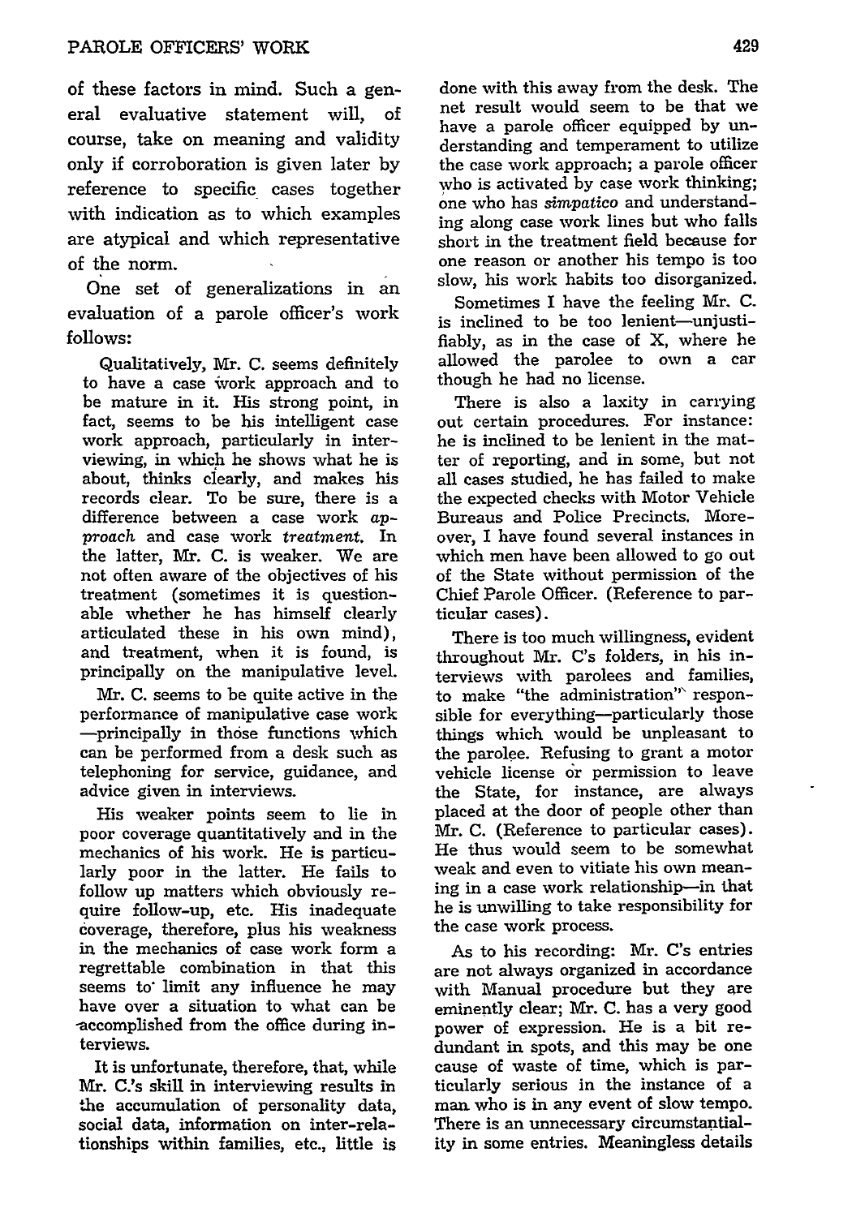of these factors in mind. Such a general evaluative statement will, of course, take on meaning and validity only if corroboration is given later by reference to specific cases together with indication as to which examples are atypical and which representative of the norm.

One set of generalizations in an evaluation of a parole officer's work follows:

> Qualitatively, Mr. C. seems definitely to have a case work approach and to be mature in it. His strong point, in fact, seems to be his intelligent case work approach, particularly in interviewing, in which he shows what he is about, thinks clearly, and makes his records clear. To be sure, there is a difference between a case work *approach* and case work *treatment*. In the latter, Mr. C. is weaker. We are not often aware of the objectives of his treatment (sometimes it is questionable whether he has himself clearly articulated these in his own mind), and treatment, when it is found, is principally on the manipulative level.
>
> Mr. C. seems to be quite active in the performance of manipulative case work—principally in those functions which can be performed from a desk such as telephoning for service, guidance, and advice given in interviews.
>
> His weaker points seem to lie in poor coverage quantitatively and in the mechanics of his work. He is particularly poor in the latter. He fails to follow up matters which obviously require follow-up, etc. His inadequate coverage, therefore, plus his weakness in the mechanics of case work form a regrettable combination in that this seems to limit any influence he may have over a situation to what can be accomplished from the office during interviews.
>
> It is unfortunate, therefore, that, while Mr. C.'s skill in interviewing results in the accumulation of personality data, social data, information on inter-relationships within families, etc., little is done with this away from the desk. The net result would seem to be that we have a parole officer equipped by understanding and temperament to utilize the case work approach; a parole officer who is activated by case work thinking; one who has *simpatico* and understanding along case work lines but who falls short in the treatment field because for one reason or another his tempo is too slow, his work habits too disorganized.
>
> Sometimes I have the feeling Mr. C. is inclined to be too lenient—unjustifiably, as in the case of X, where he allowed the parolee to own a car though he had no license.
>
> There is also a laxity in carrying out certain procedures. For instance: he is inclined to be lenient in the matter of reporting, and in some, but not all cases studied, he has failed to make the expected checks with Motor Vehicle Bureaus and Police Precincts. Moreover, I have found several instances in which men have been allowed to go out of the State without permission of the Chief Parole Officer. (Reference to particular cases).
>
> There is too much willingness, evident throughout Mr. C's folders, in his interviews with parolees and families, to make "the administration" responsible for everything—particularly those things which would be unpleasant to the parolee. Refusing to grant a motor vehicle license or permission to leave the State, for instance, are always placed at the door of people other than Mr. C. (Reference to particular cases). He thus would seem to be somewhat weak and even to vitiate his own meaning in a case work relationship—in that he is unwilling to take responsibility for the case work process.
>
> As to his recording: Mr. C's entries are not always organized in accordance with Manual procedure but they are eminently clear; Mr. C. has a very good power of expression. He is a bit redundant in spots, and this may be one cause of waste of time, which is particularly serious in the instance of a man who is in any event of slow tempo. There is an unnecessary circumstantiality in some entries. Meaningless details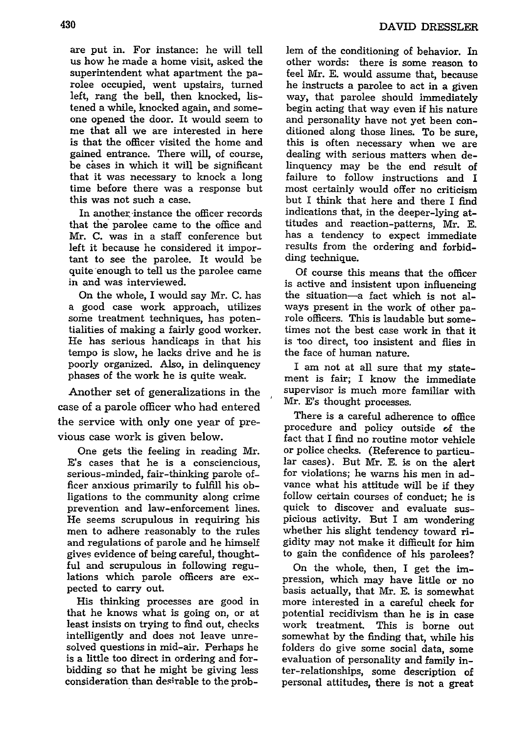are put in. For instance: he will tell us how he made a home visit, asked the superintendent what apartment the parolee occupied, went upstairs, turned left, rang the bell, then knocked, listened a while, knocked again, and someone opened the door. It would seem to me that all we are interested in here is that the officer visited the home and gained entrance. There will, of course, be cases in which it will be significant that it was necessary to knock a long time before there was a response but this was not such a case.

In another instance the officer records that the parolee came to the office and Mr. C. was in a staff conference but left it because he considered it important to see the parolee. It would be quite enough to tell us the parolee came in and was interviewed.

On the whole, I would say Mr. C. has a good case work approach, utilizes some treatment techniques, has potentialities of making a fairly good worker. He has serious handicaps in that his tempo is slow, he lacks drive and he is poorly organized. Also, in delinquency phases of the work he is quite weak.

Another set of generalizations in the case of a parole officer who had entered the service with only one year of previous case work is given below.

One gets the feeling in reading Mr. E's cases that he is a conscientious, serious-minded, fair-thinking parole officer anxious primarily to fulfill his obligations to the community along crime prevention and law-enforcement lines. He seems scrupulous in requiring his men to adhere reasonably to the rules and regulations of parole and he himself gives evidence of being careful, thoughtful and scrupulous in following regulations which parole officers are expected to carry out.

His thinking processes are good in that he knows what is going on, or at least insists on trying to find out, checks intelligently and does not leave unresolved questions in mid-air. Perhaps he is a little too direct in ordering and forbidding so that he might be giving less consideration than desirable to the problem of the conditioning of behavior. In other words: there is some reason to feel Mr. E. would assume that, because he instructs a parolee to act in a given way, that parolee should immediately begin acting that way even if his nature and personality have not yet been conditioned along those lines. To be sure, this is often necessary when we are dealing with serious matters when delinquency may be the end result of failure to follow instructions and I most certainly would offer no criticism but I think that here and there I find indications that, in the deeper-lying attitudes and reaction-patterns, Mr. E. has a tendency to expect immediate results from the ordering and forbidding technique.

Of course this means that the officer is active and insistent upon influencing the situation—a fact which is not always present in the work of other parole officers. This is laudable but sometimes not the best case work in that it is too direct, too insistent and flies in the face of human nature.

I am not at all sure that my statement is fair; I know the immediate supervisor is much more familiar with Mr. E's thought processes.

There is a careful adherence to office procedure and policy outside of the fact that I find no routine motor vehicle or police checks. (Reference to particular cases). But Mr. E. is on the alert for violations; he warns his men in advance what his attitude will be if they follow certain courses of conduct; he is quick to discover and evaluate suspicious activity. But I am wondering whether his slight tendency toward rigidity may not make it difficult for him to gain the confidence of his parolees?

On the whole, then, I get the impression, which may have little or no basis actually, that Mr. E. is somewhat more interested in a careful check for potential recidivism than he is in case work treatment. This is borne out somewhat by the finding that, while his folders do give some social data, some evaluation of personality and family inter-relationships, some description of personal attitudes, there is not a great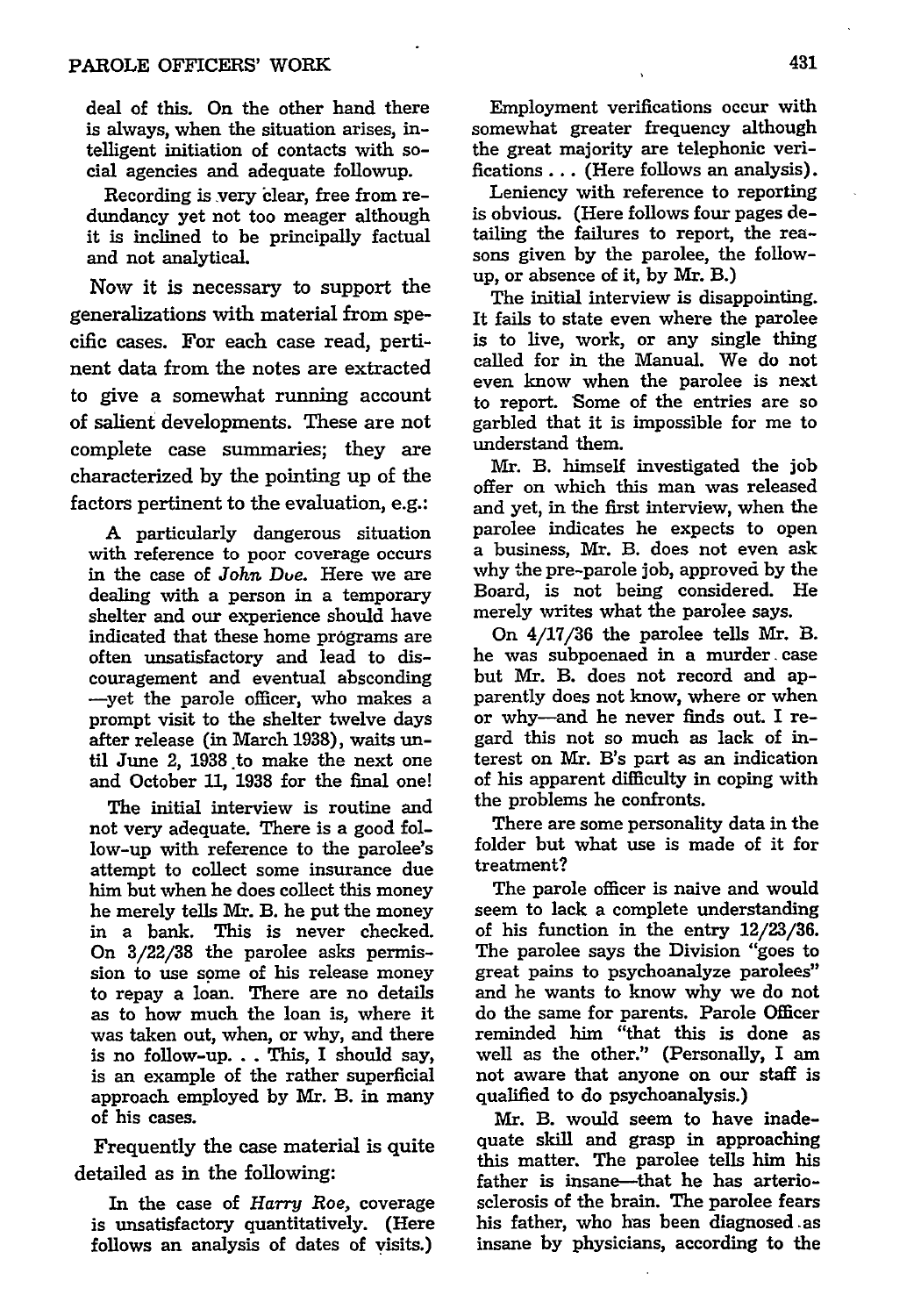deal of this. On the other hand there is always, when the situation arises, intelligent initiation of contacts with social agencies and adequate followup.

Recording is very clear, free from redundancy yet not too meager although it is inclined to be principally factual and not analytical.

Now it is necessary to support the generalizations with material from specific cases. For each case read, pertinent data from the notes are extracted to give a somewhat running account of salient developments. These are not complete case summaries; they are characterized by the pointing up of the factors pertinent to the evaluation, e.g.:

> A particularly dangerous situation with reference to poor coverage occurs in the case of *John Doe.* Here we are dealing with a person in a temporary shelter and our experience should have indicated that these home programs are often unsatisfactory and lead to discouragement and eventual absconding —yet the parole officer, who makes a prompt visit to the shelter twelve days after release (in March 1938), waits until June 2, 1938 to make the next one and October 11, 1938 for the final one!
>
> The initial interview is routine and not very adequate. There is a good follow-up with reference to the parolee's attempt to collect some insurance due him but when he does collect this money he merely tells Mr. B. he put the money in a bank. This is never checked. On 3/22/38 the parolee asks permission to use some of his release money to repay a loan. There are no details as to how much the loan is, where it was taken out, when, or why, and there is no follow-up. . . This, I should say, is an example of the rather superficial approach employed by Mr. B. in many of his cases.

Frequently the case material is quite detailed as in the following:

> In the case of *Harry Roe,* coverage is unsatisfactory quantitatively. (Here follows an analysis of dates of visits.)
>
> Employment verifications occur with somewhat greater frequency although the great majority are telephonic verifications . . . (Here follows an analysis).
>
> Leniency with reference to reporting is obvious. (Here follows four pages detailing the failures to report, the reasons given by the parolee, the follow-up, or absence of it, by Mr. B.)
>
> The initial interview is disappointing. It fails to state even where the parolee is to live, work, or any single thing called for in the Manual. We do not even know when the parolee is next to report. Some of the entries are so garbled that it is impossible for me to understand them.
>
> Mr. B. himself investigated the job offer on which this man was released and yet, in the first interview, when the parolee indicates he expects to open a business, Mr. B. does not even ask why the pre-parole job, approved by the Board, is not being considered. He merely writes what the parolee says.
>
> On 4/17/36 the parolee tells Mr. B. he was subpoenaed in a murder case but Mr. B. does not record and apparently does not know, where or when or why—and he never finds out. I regard this not so much as lack of interest on Mr. B's part as an indication of his apparent difficulty in coping with the problems he confronts.
>
> There are some personality data in the folder but what use is made of it for treatment?
>
> The parole officer is naive and would seem to lack a complete understanding of his function in the entry 12/23/36. The parolee says the Division "goes to great pains to psychoanalyze parolees" and he wants to know why we do not do the same for parents. Parole Officer reminded him "that this is done as well as the other." (Personally, I am not aware that anyone on our staff is qualified to do psychoanalysis.)
>
> Mr. B. would seem to have inadequate skill and grasp in approaching this matter. The parolee tells him his father is insane—that he has arteriosclerosis of the brain. The parolee fears his father, who has been diagnosed as insane by physicians, according to the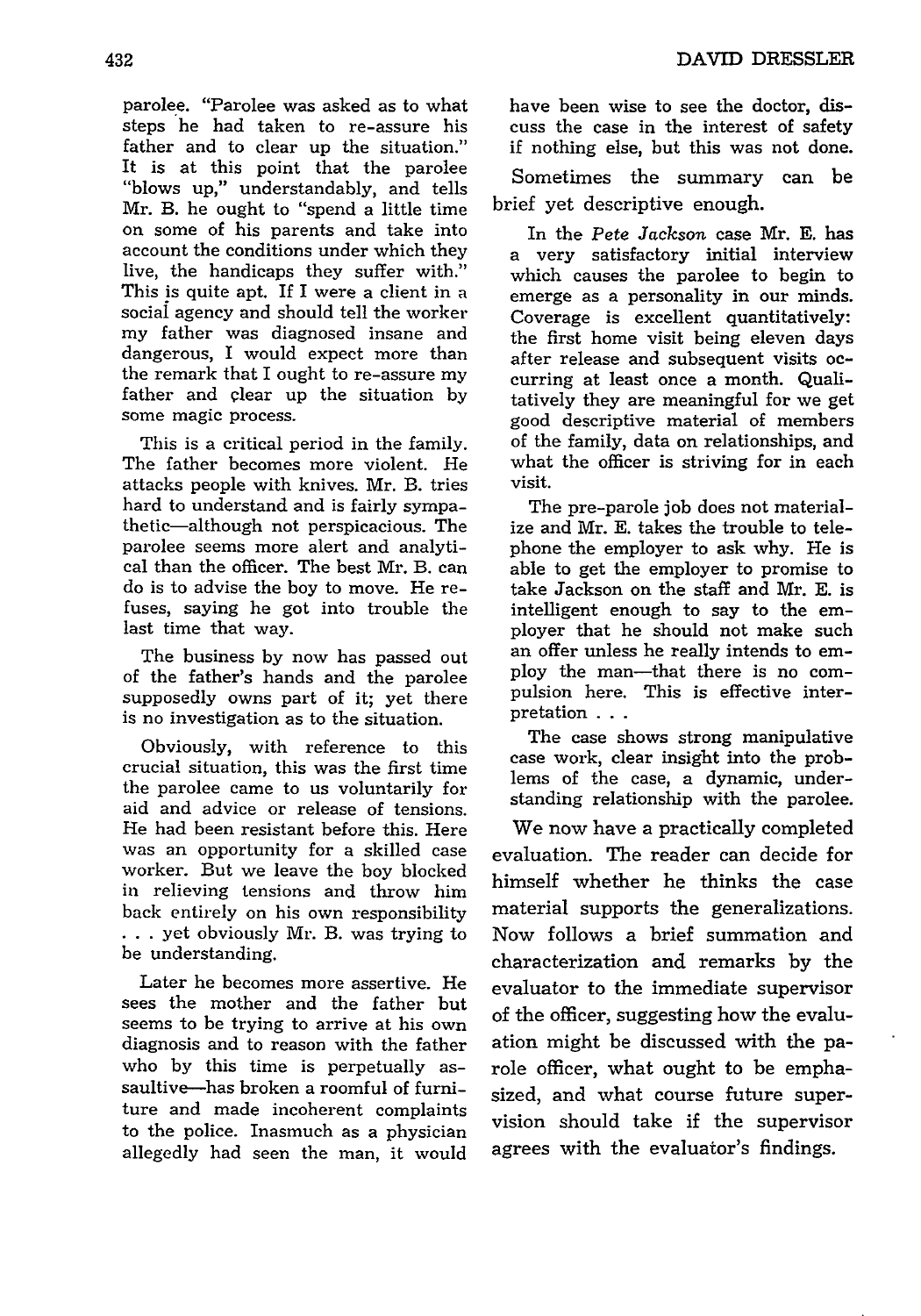parolee. "Parolee was asked as to what steps he had taken to re-assure his father and to clear up the situation." It is at this point that the parolee "blows up," understandably, and tells Mr. B. he ought to "spend a little time on some of his parents and take into account the conditions under which they live, the handicaps they suffer with." This is quite apt. If I were a client in a social agency and should tell the worker my father was diagnosed insane and dangerous, I would expect more than the remark that I ought to re-assure my father and clear up the situation by some magic process.

This is a critical period in the family. The father becomes more violent. He attacks people with knives. Mr. B. tries hard to understand and is fairly sympathetic—although not perspicacious. The parolee seems more alert and analytical than the officer. The best Mr. B. can do is to advise the boy to move. He refuses, saying he got into trouble the last time that way.

The business by now has passed out of the father's hands and the parolee supposedly owns part of it; yet there is no investigation as to the situation.

Obviously, with reference to this crucial situation, this was the first time the parolee came to us voluntarily for aid and advice or release of tensions. He had been resistant before this. Here was an opportunity for a skilled case worker. But we leave the boy blocked in relieving tensions and throw him back entirely on his own responsibility . . . yet obviously Mr. B. was trying to be understanding.

Later he becomes more assertive. He sees the mother and the father but seems to be trying to arrive at his own diagnosis and to reason with the father who by this time is perpetually assaultive—has broken a roomful of furniture and made incoherent complaints to the police. Inasmuch as a physician allegedly had seen the man, it would have been wise to see the doctor, discuss the case in the interest of safety if nothing else, but this was not done.

Sometimes the summary can be brief yet descriptive enough.

In the *Pete Jackson* case Mr. E. has a very satisfactory initial interview which causes the parolee to begin to emerge as a personality in our minds. Coverage is excellent quantitatively: the first home visit being eleven days after release and subsequent visits occurring at least once a month. Qualitatively they are meaningful for we get good descriptive material of members of the family, data on relationships, and what the officer is striving for in each visit.

The pre-parole job does not materialize and Mr. E. takes the trouble to telephone the employer to ask why. He is able to get the employer to promise to take Jackson on the staff and Mr. E. is intelligent enough to say to the employer that he should not make such an offer unless he really intends to employ the man—that there is no compulsion here. This is effective interpretation . . .

The case shows strong manipulative case work, clear insight into the problems of the case, a dynamic, understanding relationship with the parolee.

We now have a practically completed evaluation. The reader can decide for himself whether he thinks the case material supports the generalizations. Now follows a brief summation and characterization and remarks by the evaluator to the immediate supervisor of the officer, suggesting how the evaluation might be discussed with the parole officer, what ought to be emphasized, and what course future supervision should take if the supervisor agrees with the evaluator's findings.